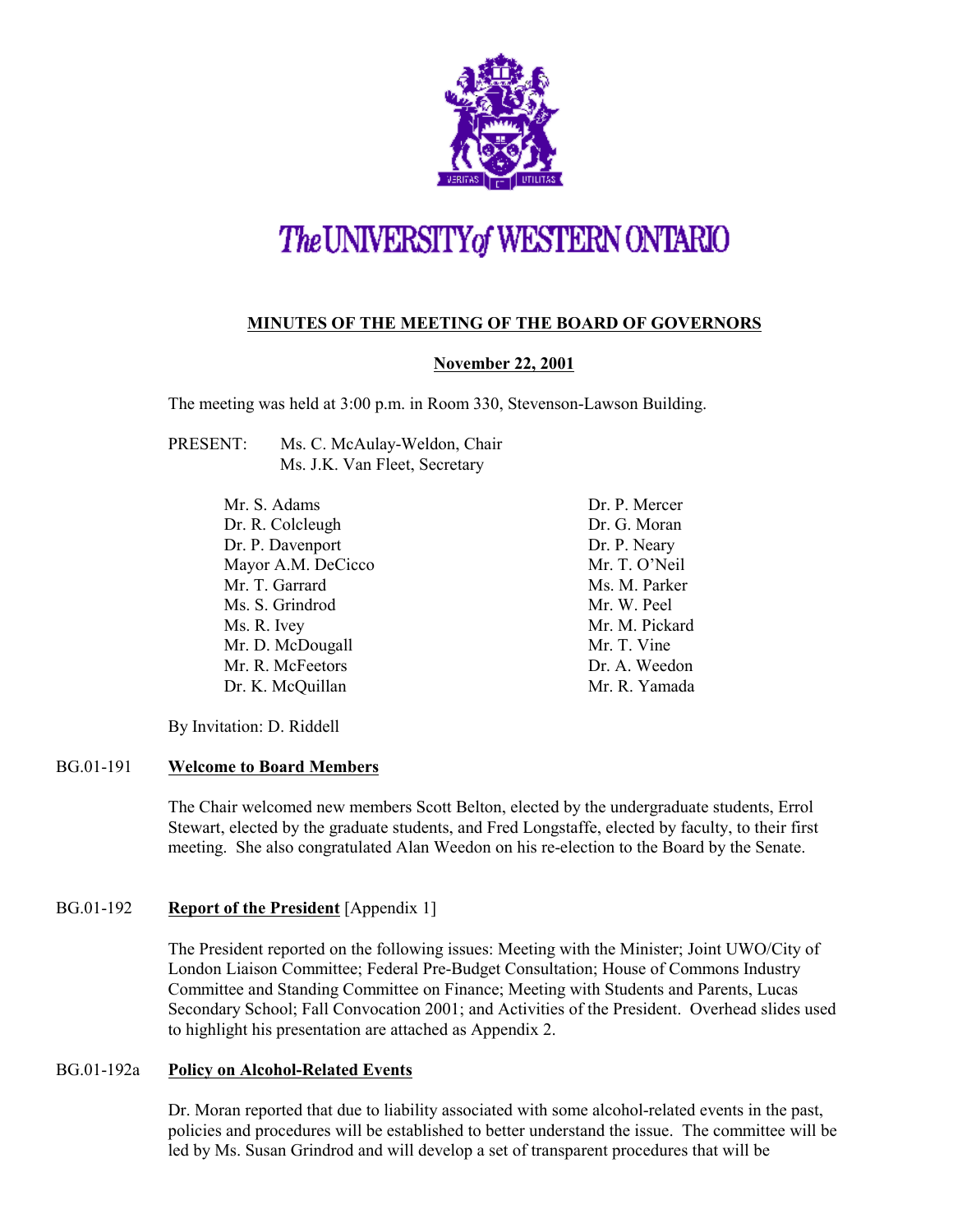# The UNIVERSITY of WESTERN ONTARIO

## MINUTES OF THE MEETING OF THE BOARD OF GOVERNORS

**November 22, 2001**

The meeting was held at 3:00 p.m. in Room 330, Stevenson-Lawson Building.

PRESENT: Ms. C. McAulay-Weldon, Chair
Ms. J.K. Van Fleet, Secretary

Mr. S. Adams
Dr. R. Colcleugh
Dr. P. Davenport
Mayor A.M. DeCicco
Mr. T. Garrard
Ms. S. Grindrod
Ms. R. Ivey
Mr. D. McDougall
Mr. R. McFeetors
Dr. K. McQuillan
Dr. P. Mercer
Dr. G. Moran
Dr. P. Neary
Mr. T. O'Neil
Ms. M. Parker
Mr. W. Peel
Mr. M. Pickard
Mr. T. Vine
Dr. A. Weedon
Mr. R. Yamada

By Invitation: D. Riddell

BG.01-191 **Welcome to Board Members**

The Chair welcomed new members Scott Belton, elected by the undergraduate students, Errol Stewart, elected by the graduate students, and Fred Longstaffe, elected by faculty, to their first meeting. She also congratulated Alan Weedon on his re-election to the Board by the Senate.

BG.01-192 **Report of the President** [Appendix 1]

The President reported on the following issues: Meeting with the Minister; Joint UWO/City of London Liaison Committee; Federal Pre-Budget Consultation; House of Commons Industry Committee and Standing Committee on Finance; Meeting with Students and Parents, Lucas Secondary School; Fall Convocation 2001; and Activities of the President. Overhead slides used to highlight his presentation are attached as Appendix 2.

BG.01-192a **Policy on Alcohol-Related Events**

Dr. Moran reported that due to liability associated with some alcohol-related events in the past, policies and procedures will be established to better understand the issue. The committee will be led by Ms. Susan Grindrod and will develop a set of transparent procedures that will be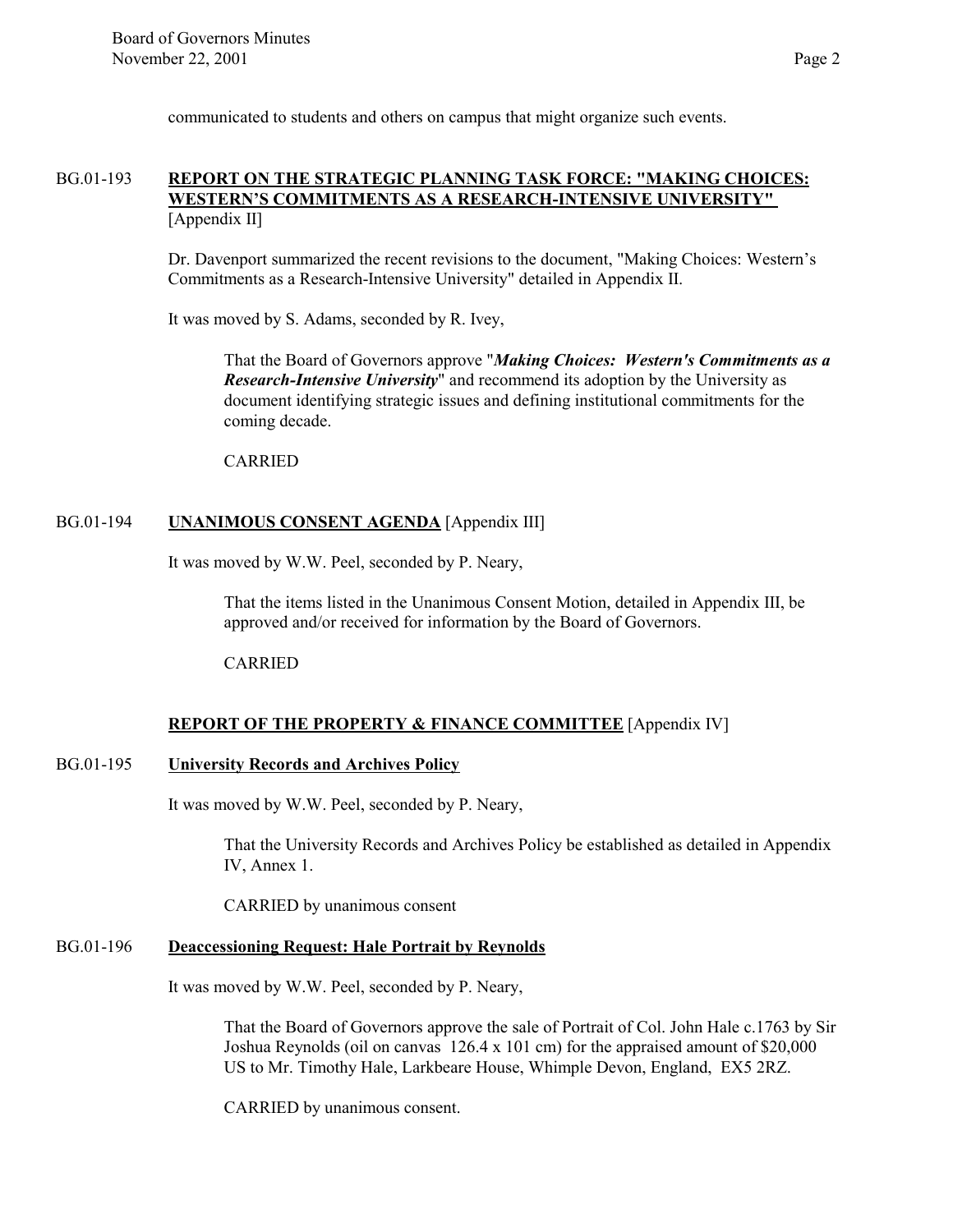communicated to students and others on campus that might organize such events.

BG.01-193 **REPORT ON THE STRATEGIC PLANNING TASK FORCE: "MAKING CHOICES: WESTERN'S COMMITMENTS AS A RESEARCH-INTENSIVE UNIVERSITY"** [Appendix II]

Dr. Davenport summarized the recent revisions to the document, "Making Choices: Western's Commitments as a Research-Intensive University" detailed in Appendix II.

It was moved by S. Adams, seconded by R. Ivey,

> That the Board of Governors approve "***Making Choices: Western's Commitments as a Research-Intensive University***" and recommend its adoption by the University as document identifying strategic issues and defining institutional commitments for the coming decade.
>
> CARRIED

BG.01-194 **UNANIMOUS CONSENT AGENDA** [Appendix III]

It was moved by W.W. Peel, seconded by P. Neary,

> That the items listed in the Unanimous Consent Motion, detailed in Appendix III, be approved and/or received for information by the Board of Governors.
>
> CARRIED

**REPORT OF THE PROPERTY & FINANCE COMMITTEE** [Appendix IV]

BG.01-195 **University Records and Archives Policy**

It was moved by W.W. Peel, seconded by P. Neary,

> That the University Records and Archives Policy be established as detailed in Appendix IV, Annex 1.
>
> CARRIED by unanimous consent

BG.01-196 **Deaccessioning Request: Hale Portrait by Reynolds**

It was moved by W.W. Peel, seconded by P. Neary,

> That the Board of Governors approve the sale of Portrait of Col. John Hale c.1763 by Sir Joshua Reynolds (oil on canvas 126.4 x 101 cm) for the appraised amount of $20,000 US to Mr. Timothy Hale, Larkbeare House, Whimple Devon, England, EX5 2RZ.
>
> CARRIED by unanimous consent.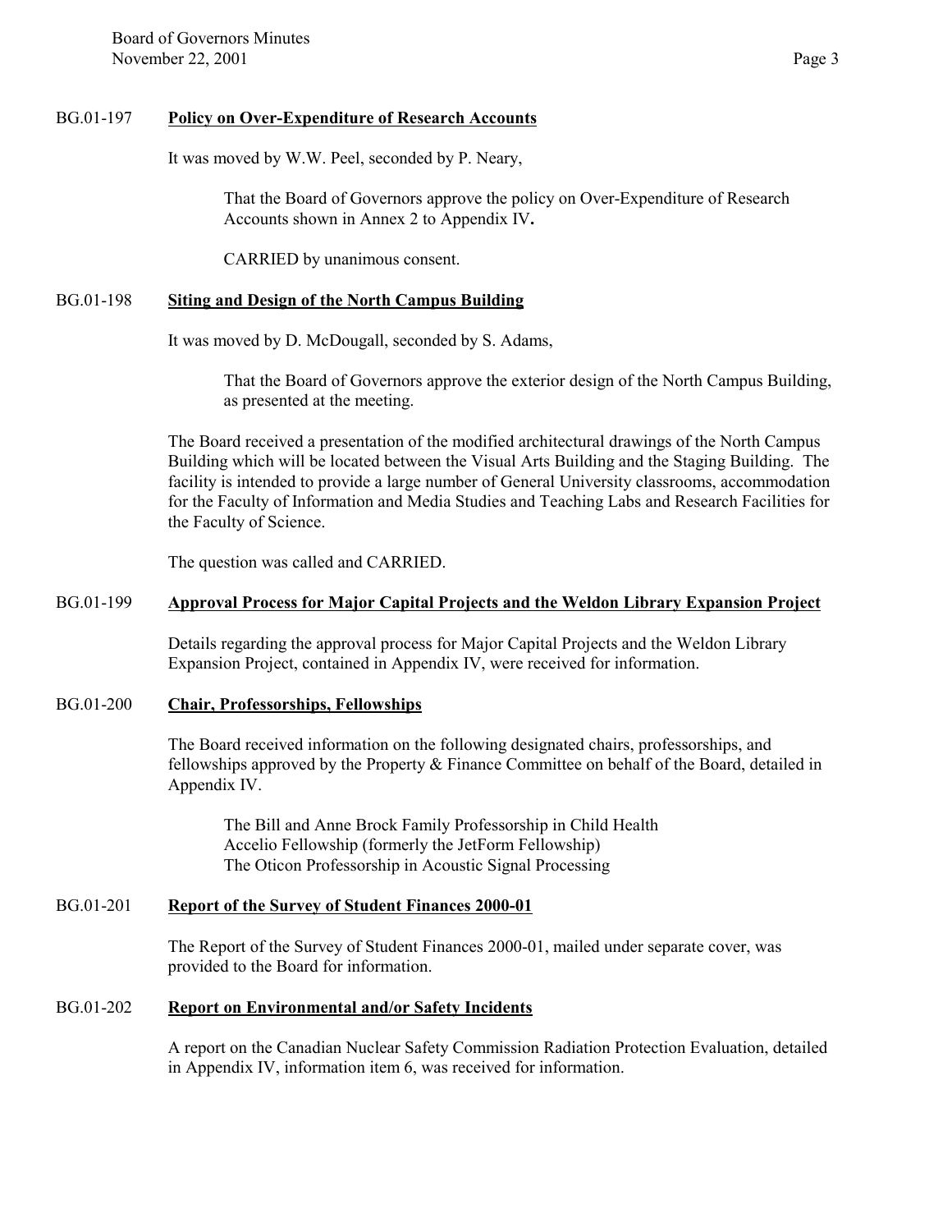BG.01-197 **Policy on Over-Expenditure of Research Accounts**

It was moved by W.W. Peel, seconded by P. Neary,

> That the Board of Governors approve the policy on Over-Expenditure of Research Accounts shown in Annex 2 to Appendix IV**.**
>
> CARRIED by unanimous consent.

BG.01-198 **Siting and Design of the North Campus Building**

It was moved by D. McDougall, seconded by S. Adams,

> That the Board of Governors approve the exterior design of the North Campus Building, as presented at the meeting.

The Board received a presentation of the modified architectural drawings of the North Campus Building which will be located between the Visual Arts Building and the Staging Building. The facility is intended to provide a large number of General University classrooms, accommodation for the Faculty of Information and Media Studies and Teaching Labs and Research Facilities for the Faculty of Science.

The question was called and CARRIED.

BG.01-199 **Approval Process for Major Capital Projects and the Weldon Library Expansion Project**

Details regarding the approval process for Major Capital Projects and the Weldon Library Expansion Project, contained in Appendix IV, were received for information.

BG.01-200 **Chair, Professorships, Fellowships**

The Board received information on the following designated chairs, professorships, and fellowships approved by the Property & Finance Committee on behalf of the Board, detailed in Appendix IV.

> The Bill and Anne Brock Family Professorship in Child Health
> Accelio Fellowship (formerly the JetForm Fellowship)
> The Oticon Professorship in Acoustic Signal Processing

BG.01-201 **Report of the Survey of Student Finances 2000-01**

The Report of the Survey of Student Finances 2000-01, mailed under separate cover, was provided to the Board for information.

BG.01-202 **Report on Environmental and/or Safety Incidents**

A report on the Canadian Nuclear Safety Commission Radiation Protection Evaluation, detailed in Appendix IV, information item 6, was received for information.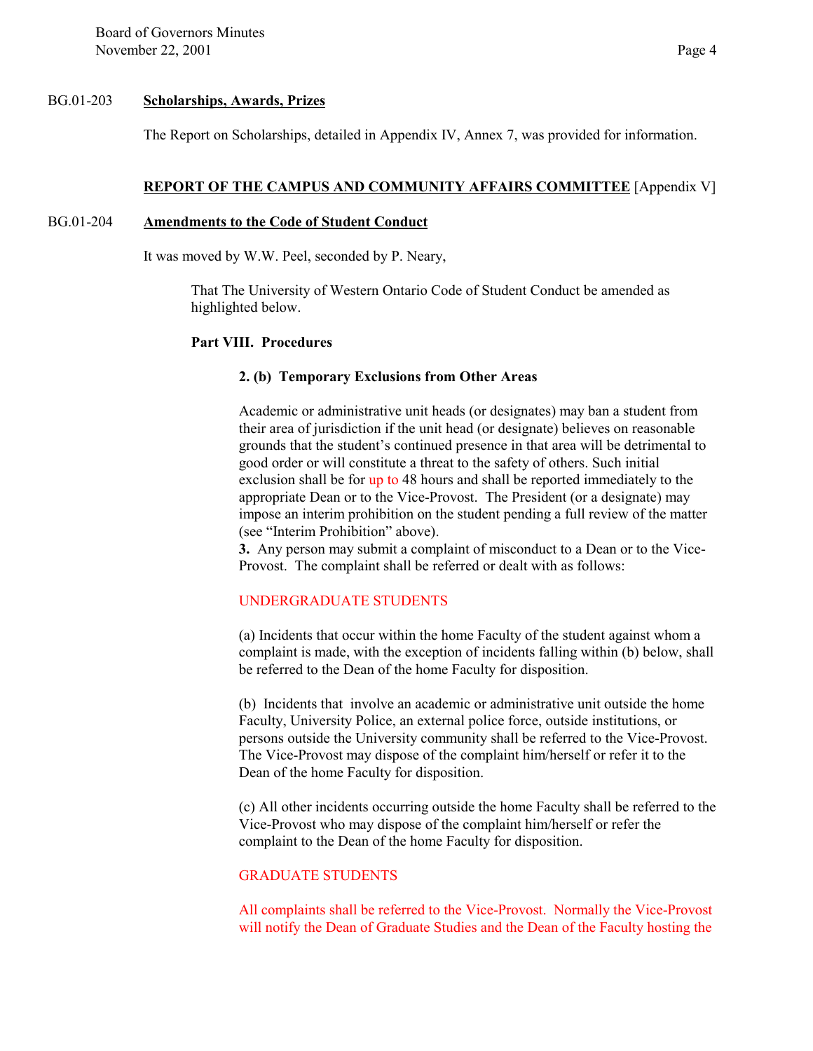BG.01-203 **Scholarships, Awards, Prizes**

The Report on Scholarships, detailed in Appendix IV, Annex 7, was provided for information.

## REPORT OF THE CAMPUS AND COMMUNITY AFFAIRS COMMITTEE [Appendix V]

BG.01-204 **Amendments to the Code of Student Conduct**

It was moved by W.W. Peel, seconded by P. Neary,

> That The University of Western Ontario Code of Student Conduct be amended as highlighted below.
>
> **Part VIII. Procedures**
>
> **2. (b) Temporary Exclusions from Other Areas**
>
> Academic or administrative unit heads (or designates) may ban a student from their area of jurisdiction if the unit head (or designate) believes on reasonable grounds that the student's continued presence in that area will be detrimental to good order or will constitute a threat to the safety of others. Such initial exclusion shall be for up to 48 hours and shall be reported immediately to the appropriate Dean or to the Vice-Provost. The President (or a designate) may impose an interim prohibition on the student pending a full review of the matter (see "Interim Prohibition" above).
>
> **3.** Any person may submit a complaint of misconduct to a Dean or to the Vice-Provost. The complaint shall be referred or dealt with as follows:
>
> UNDERGRADUATE STUDENTS
>
> (a) Incidents that occur within the home Faculty of the student against whom a complaint is made, with the exception of incidents falling within (b) below, shall be referred to the Dean of the home Faculty for disposition.
>
> (b) Incidents that involve an academic or administrative unit outside the home Faculty, University Police, an external police force, outside institutions, or persons outside the University community shall be referred to the Vice-Provost. The Vice-Provost may dispose of the complaint him/herself or refer it to the Dean of the home Faculty for disposition.
>
> (c) All other incidents occurring outside the home Faculty shall be referred to the Vice-Provost who may dispose of the complaint him/herself or refer the complaint to the Dean of the home Faculty for disposition.
>
> GRADUATE STUDENTS
>
> All complaints shall be referred to the Vice-Provost. Normally the Vice-Provost will notify the Dean of Graduate Studies and the Dean of the Faculty hosting the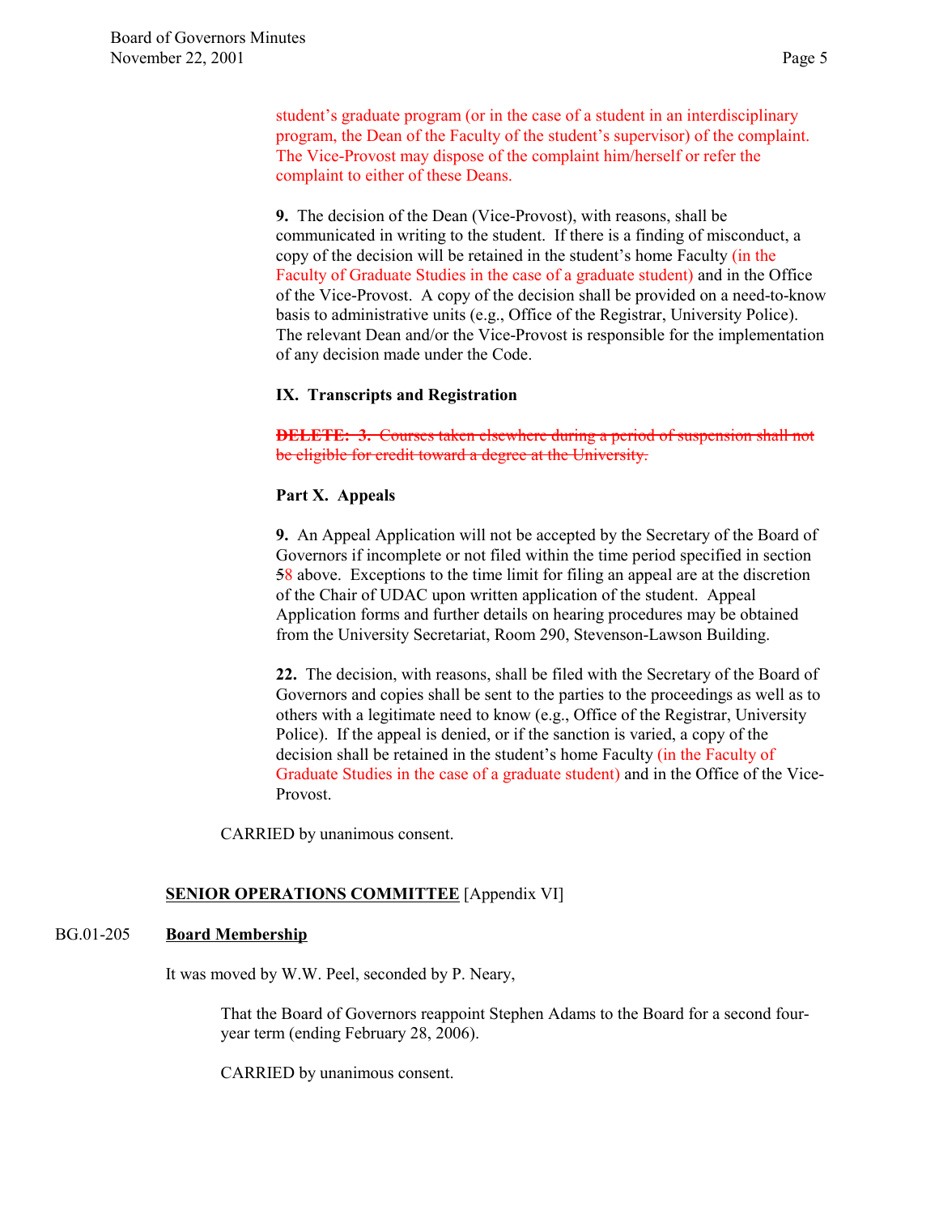student's graduate program (or in the case of a student in an interdisciplinary program, the Dean of the Faculty of the student's supervisor) of the complaint. The Vice-Provost may dispose of the complaint him/herself or refer the complaint to either of these Deans.

**9.** The decision of the Dean (Vice-Provost), with reasons, shall be communicated in writing to the student. If there is a finding of misconduct, a copy of the decision will be retained in the student's home Faculty (in the Faculty of Graduate Studies in the case of a graduate student) and in the Office of the Vice-Provost. A copy of the decision shall be provided on a need-to-know basis to administrative units (e.g., Office of the Registrar, University Police). The relevant Dean and/or the Vice-Provost is responsible for the implementation of any decision made under the Code.

**IX. Transcripts and Registration**

~~**DELETE: 3.** Courses taken elsewhere during a period of suspension shall not be eligible for credit toward a degree at the University.~~

**Part X. Appeals**

**9.** An Appeal Application will not be accepted by the Secretary of the Board of Governors if incomplete or not filed within the time period specified in section ~~5~~8 above. Exceptions to the time limit for filing an appeal are at the discretion of the Chair of UDAC upon written application of the student. Appeal Application forms and further details on hearing procedures may be obtained from the University Secretariat, Room 290, Stevenson-Lawson Building.

**22.** The decision, with reasons, shall be filed with the Secretary of the Board of Governors and copies shall be sent to the parties to the proceedings as well as to others with a legitimate need to know (e.g., Office of the Registrar, University Police). If the appeal is denied, or if the sanction is varied, a copy of the decision shall be retained in the student's home Faculty (in the Faculty of Graduate Studies in the case of a graduate student) and in the Office of the Vice-Provost.

CARRIED by unanimous consent.

## **SENIOR OPERATIONS COMMITTEE** [Appendix VI]

BG.01-205 **Board Membership**

It was moved by W.W. Peel, seconded by P. Neary,

> That the Board of Governors reappoint Stephen Adams to the Board for a second four-year term (ending February 28, 2006).

CARRIED by unanimous consent.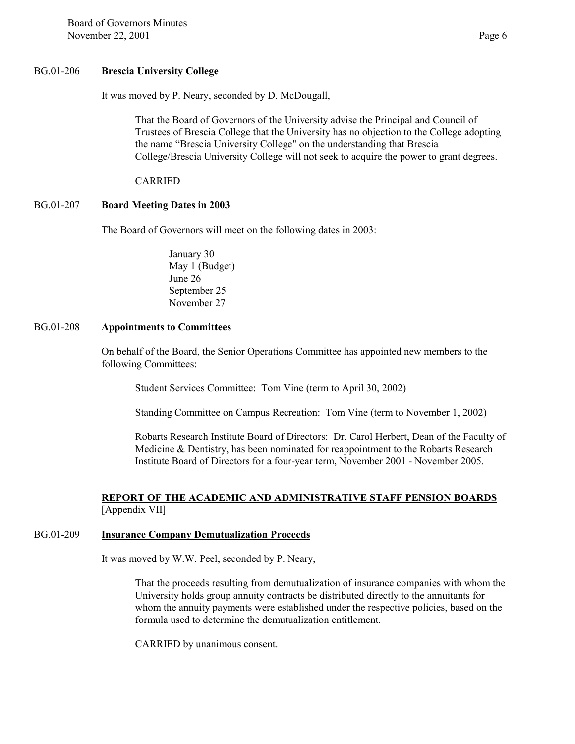BG.01-206 **Brescia University College**

It was moved by P. Neary, seconded by D. McDougall,

> That the Board of Governors of the University advise the Principal and Council of Trustees of Brescia College that the University has no objection to the College adopting the name "Brescia University College" on the understanding that Brescia College/Brescia University College will not seek to acquire the power to grant degrees.
>
> CARRIED

BG.01-207 **Board Meeting Dates in 2003**

The Board of Governors will meet on the following dates in 2003:

- January 30
- May 1 (Budget)
- June 26
- September 25
- November 27

BG.01-208 **Appointments to Committees**

On behalf of the Board, the Senior Operations Committee has appointed new members to the following Committees:

> Student Services Committee: Tom Vine (term to April 30, 2002)
>
> Standing Committee on Campus Recreation: Tom Vine (term to November 1, 2002)
>
> Robarts Research Institute Board of Directors: Dr. Carol Herbert, Dean of the Faculty of Medicine & Dentistry, has been nominated for reappointment to the Robarts Research Institute Board of Directors for a four-year term, November 2001 - November 2005.

## REPORT OF THE ACADEMIC AND ADMINISTRATIVE STAFF PENSION BOARDS
[Appendix VII]

BG.01-209 **Insurance Company Demutualization Proceeds**

It was moved by W.W. Peel, seconded by P. Neary,

> That the proceeds resulting from demutualization of insurance companies with whom the University holds group annuity contracts be distributed directly to the annuitants for whom the annuity payments were established under the respective policies, based on the formula used to determine the demutualization entitlement.
>
> CARRIED by unanimous consent.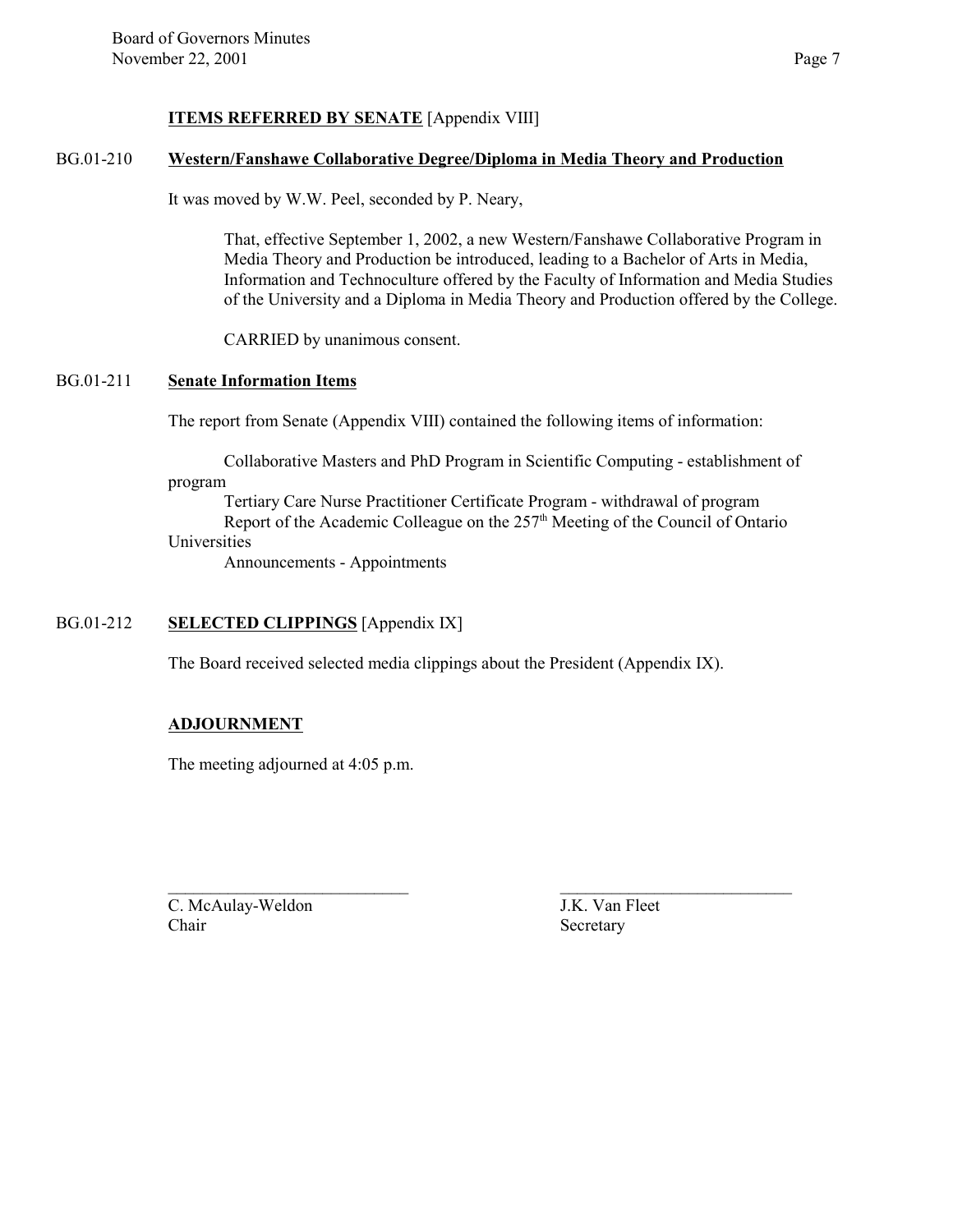**ITEMS REFERRED BY SENATE** [Appendix VIII]

BG.01-210 **Western/Fanshawe Collaborative Degree/Diploma in Media Theory and Production**

It was moved by W.W. Peel, seconded by P. Neary,

> That, effective September 1, 2002, a new Western/Fanshawe Collaborative Program in Media Theory and Production be introduced, leading to a Bachelor of Arts in Media, Information and Technoculture offered by the Faculty of Information and Media Studies of the University and a Diploma in Media Theory and Production offered by the College.
>
> CARRIED by unanimous consent.

BG.01-211 **Senate Information Items**

The report from Senate (Appendix VIII) contained the following items of information:

Collaborative Masters and PhD Program in Scientific Computing - establishment of program
Tertiary Care Nurse Practitioner Certificate Program - withdrawal of program
Report of the Academic Colleague on the 257th Meeting of the Council of Ontario Universities
Announcements - Appointments

BG.01-212 **SELECTED CLIPPINGS** [Appendix IX]

The Board received selected media clippings about the President (Appendix IX).

**ADJOURNMENT**

The meeting adjourned at 4:05 p.m.

C. McAulay-Weldon
Chair

J.K. Van Fleet
Secretary